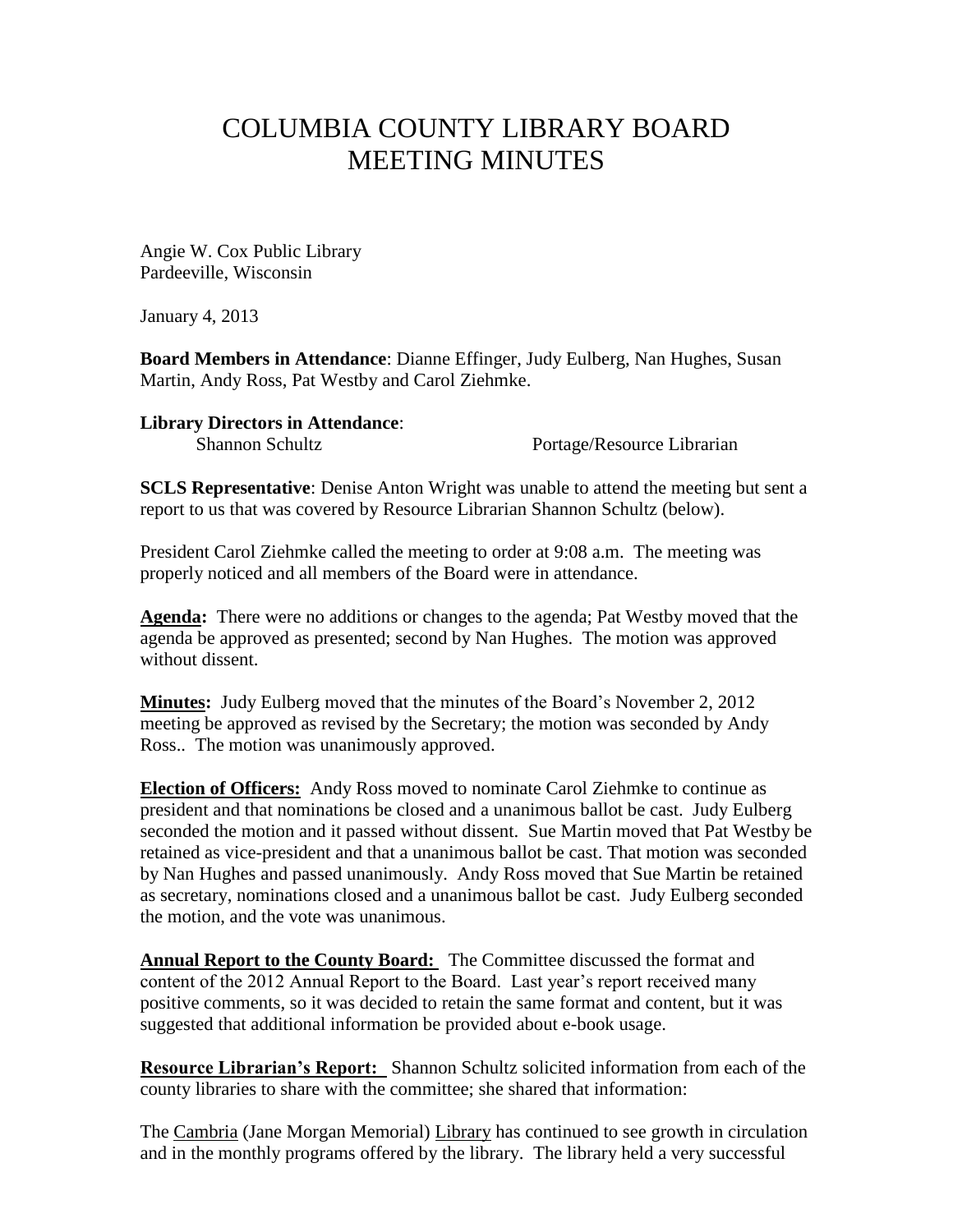# COLUMBIA COUNTY LIBRARY BOARD
# MEETING MINUTES

Angie W. Cox Public Library
Pardeeville, Wisconsin

January 4, 2013

**Board Members in Attendance**: Dianne Effinger, Judy Eulberg, Nan Hughes, Susan Martin, Andy Ross, Pat Westby and Carol Ziehmke.

**Library Directors in Attendance**:
Shannon Schultz — Portage/Resource Librarian

**SCLS Representative**: Denise Anton Wright was unable to attend the meeting but sent a report to us that was covered by Resource Librarian Shannon Schultz (below).

President Carol Ziehmke called the meeting to order at 9:08 a.m. The meeting was properly noticed and all members of the Board were in attendance.

**Agenda:** There were no additions or changes to the agenda; Pat Westby moved that the agenda be approved as presented; second by Nan Hughes. The motion was approved without dissent.

**Minutes:** Judy Eulberg moved that the minutes of the Board's November 2, 2012 meeting be approved as revised by the Secretary; the motion was seconded by Andy Ross.. The motion was unanimously approved.

**Election of Officers:** Andy Ross moved to nominate Carol Ziehmke to continue as president and that nominations be closed and a unanimous ballot be cast. Judy Eulberg seconded the motion and it passed without dissent. Sue Martin moved that Pat Westby be retained as vice-president and that a unanimous ballot be cast. That motion was seconded by Nan Hughes and passed unanimously. Andy Ross moved that Sue Martin be retained as secretary, nominations closed and a unanimous ballot be cast. Judy Eulberg seconded the motion, and the vote was unanimous.

**Annual Report to the County Board:** The Committee discussed the format and content of the 2012 Annual Report to the Board. Last year's report received many positive comments, so it was decided to retain the same format and content, but it was suggested that additional information be provided about e-book usage.

**Resource Librarian's Report:** Shannon Schultz solicited information from each of the county libraries to share with the committee; she shared that information:

The Cambria (Jane Morgan Memorial) Library has continued to see growth in circulation and in the monthly programs offered by the library. The library held a very successful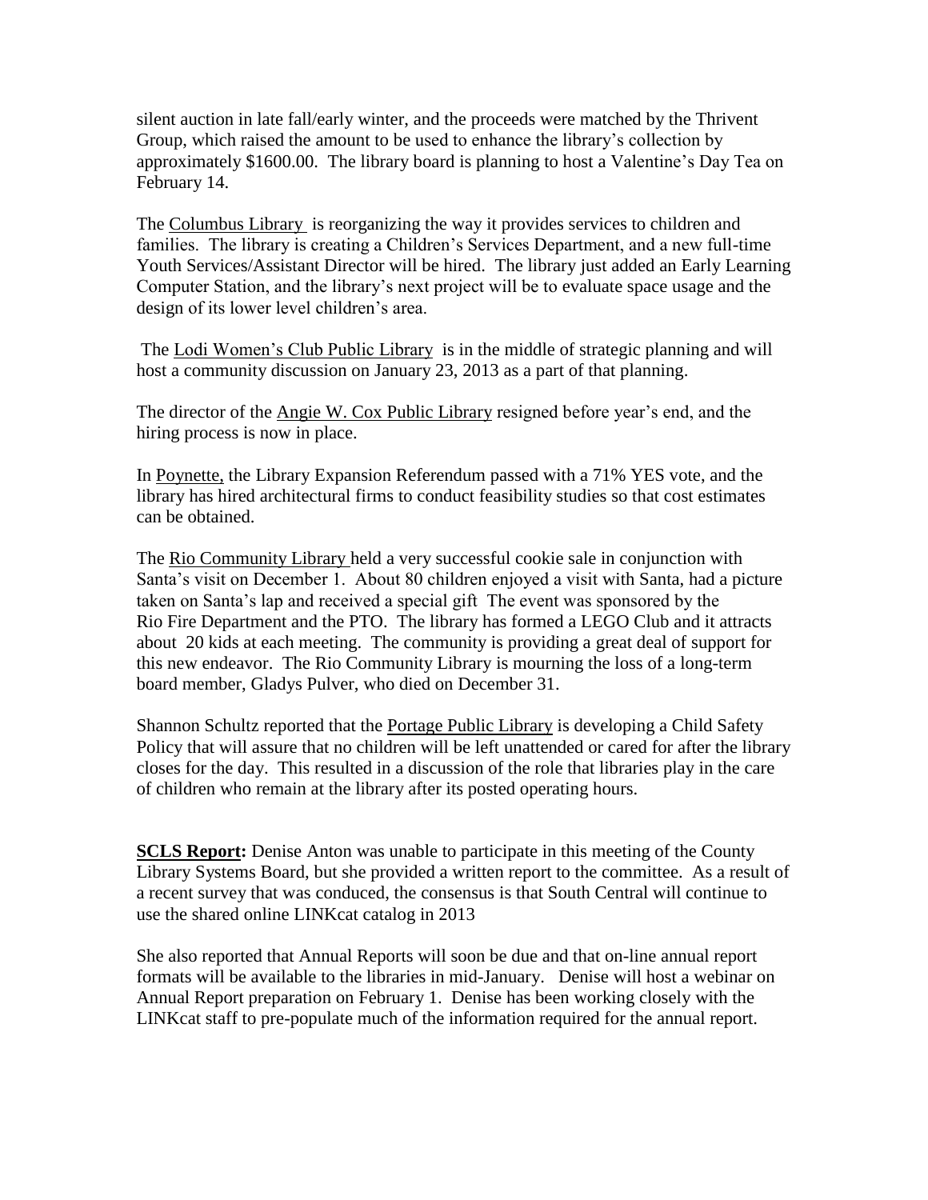silent auction in late fall/early winter, and the proceeds were matched by the Thrivent Group, which raised the amount to be used to enhance the library's collection by approximately $1600.00. The library board is planning to host a Valentine's Day Tea on February 14.

The Columbus Library is reorganizing the way it provides services to children and families. The library is creating a Children's Services Department, and a new full-time Youth Services/Assistant Director will be hired. The library just added an Early Learning Computer Station, and the library's next project will be to evaluate space usage and the design of its lower level children's area.

The Lodi Women's Club Public Library is in the middle of strategic planning and will host a community discussion on January 23, 2013 as a part of that planning.

The director of the Angie W. Cox Public Library resigned before year's end, and the hiring process is now in place.

In Poynette, the Library Expansion Referendum passed with a 71% YES vote, and the library has hired architectural firms to conduct feasibility studies so that cost estimates can be obtained.

The Rio Community Library held a very successful cookie sale in conjunction with Santa's visit on December 1. About 80 children enjoyed a visit with Santa, had a picture taken on Santa's lap and received a special gift The event was sponsored by the Rio Fire Department and the PTO. The library has formed a LEGO Club and it attracts about 20 kids at each meeting. The community is providing a great deal of support for this new endeavor. The Rio Community Library is mourning the loss of a long-term board member, Gladys Pulver, who died on December 31.

Shannon Schultz reported that the Portage Public Library is developing a Child Safety Policy that will assure that no children will be left unattended or cared for after the library closes for the day. This resulted in a discussion of the role that libraries play in the care of children who remain at the library after its posted operating hours.

**SCLS Report:** Denise Anton was unable to participate in this meeting of the County Library Systems Board, but she provided a written report to the committee. As a result of a recent survey that was conduced, the consensus is that South Central will continue to use the shared online LINKcat catalog in 2013

She also reported that Annual Reports will soon be due and that on-line annual report formats will be available to the libraries in mid-January. Denise will host a webinar on Annual Report preparation on February 1. Denise has been working closely with the LINKcat staff to pre-populate much of the information required for the annual report.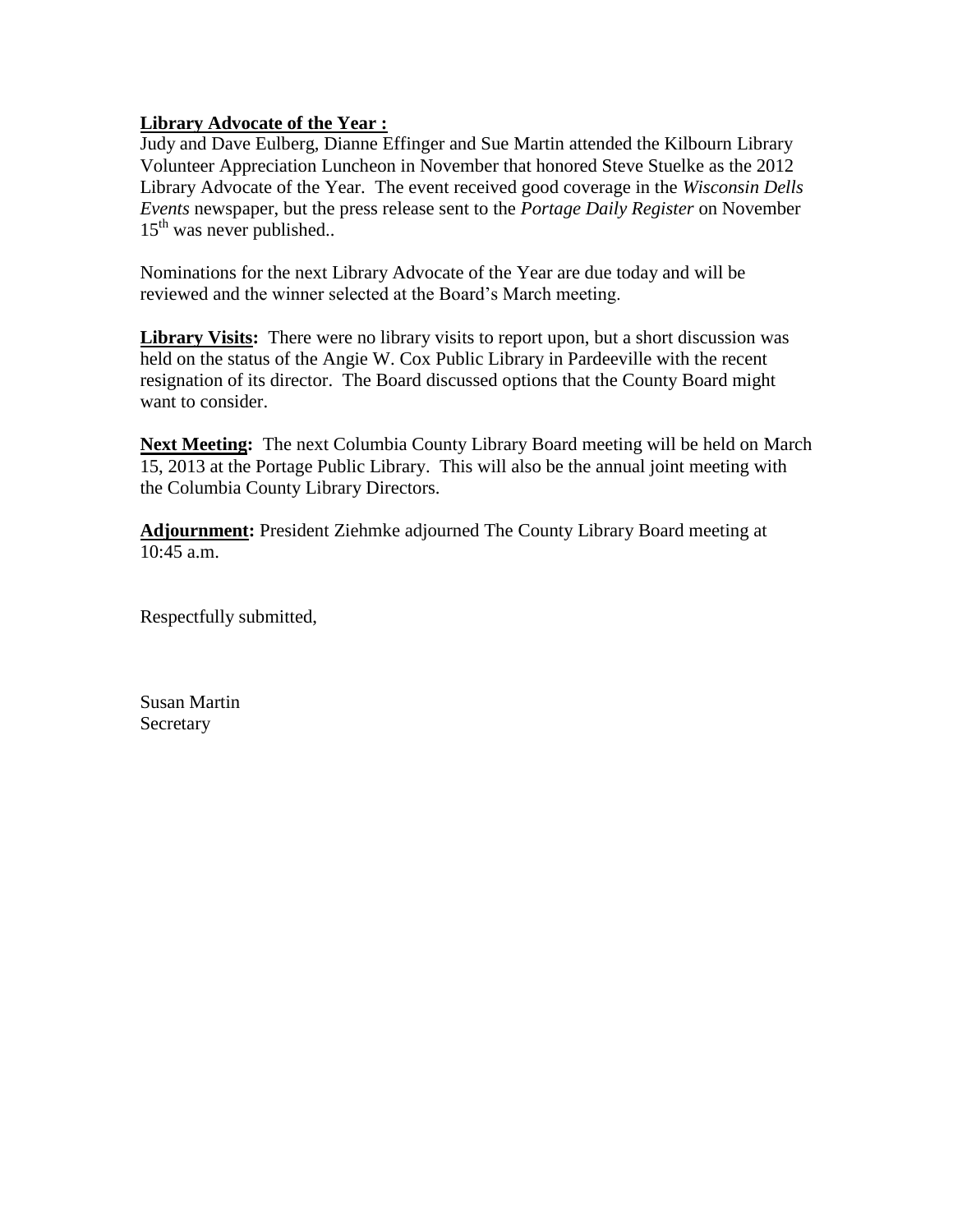**Library Advocate of the Year :**
Judy and Dave Eulberg, Dianne Effinger and Sue Martin attended the Kilbourn Library Volunteer Appreciation Luncheon in November that honored Steve Stuelke as the 2012 Library Advocate of the Year. The event received good coverage in the *Wisconsin Dells Events* newspaper, but the press release sent to the *Portage Daily Register* on November 15th was never published..

Nominations for the next Library Advocate of the Year are due today and will be reviewed and the winner selected at the Board's March meeting.

**Library Visits:** There were no library visits to report upon, but a short discussion was held on the status of the Angie W. Cox Public Library in Pardeeville with the recent resignation of its director. The Board discussed options that the County Board might want to consider.

**Next Meeting:** The next Columbia County Library Board meeting will be held on March 15, 2013 at the Portage Public Library. This will also be the annual joint meeting with the Columbia County Library Directors.

**Adjournment:** President Ziehmke adjourned The County Library Board meeting at 10:45 a.m.

Respectfully submitted,

Susan Martin
Secretary